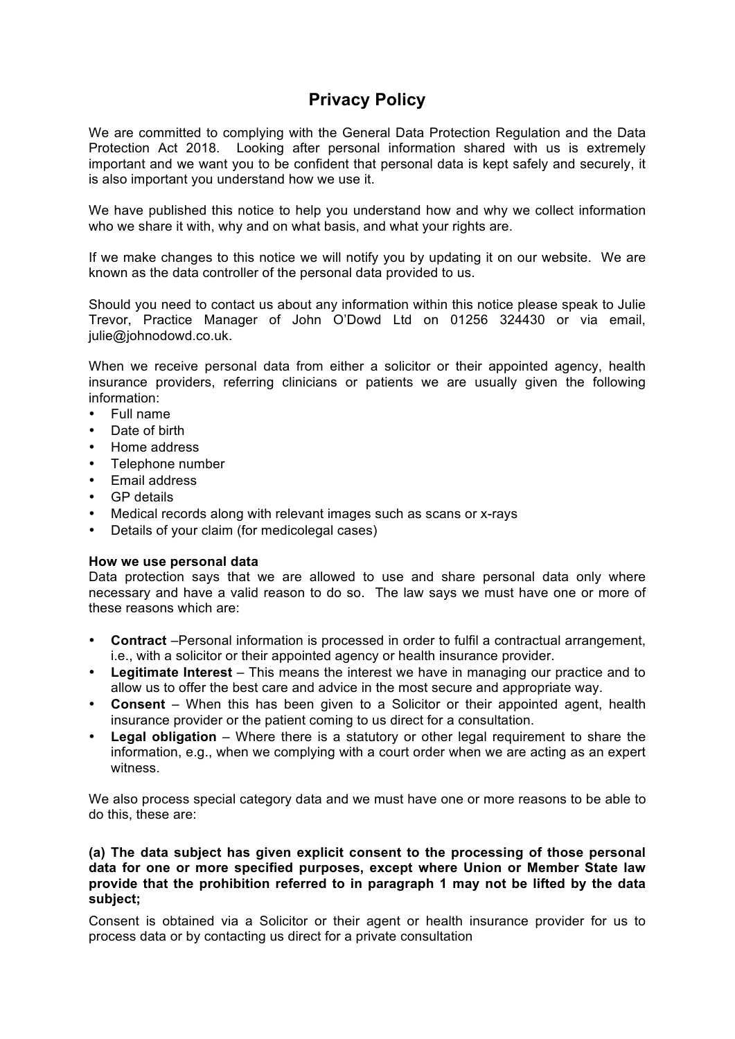# Privacy Policy

We are committed to complying with the General Data Protection Regulation and the Data Protection Act 2018. Looking after personal information shared with us is extremely important and we want you to be confident that personal data is kept safely and securely, it is also important you understand how we use it.

We have published this notice to help you understand how and why we collect information who we share it with, why and on what basis, and what your rights are.

If we make changes to this notice we will notify you by updating it on our website. We are known as the data controller of the personal data provided to us.

Should you need to contact us about any information within this notice please speak to Julie Trevor, Practice Manager of John O'Dowd Ltd on 01256 324430 or via email, julie@johnodowd.co.uk.

When we receive personal data from either a solicitor or their appointed agency, health insurance providers, referring clinicians or patients we are usually given the following information:

- Full name
- Date of birth
- Home address
- Telephone number
- Email address
- GP details
- Medical records along with relevant images such as scans or x-rays
- Details of your claim (for medicolegal cases)

**How we use personal data**

Data protection says that we are allowed to use and share personal data only where necessary and have a valid reason to do so. The law says we must have one or more of these reasons which are:

- **Contract** –Personal information is processed in order to fulfil a contractual arrangement, i.e., with a solicitor or their appointed agency or health insurance provider.
- **Legitimate Interest** – This means the interest we have in managing our practice and to allow us to offer the best care and advice in the most secure and appropriate way.
- **Consent** – When this has been given to a Solicitor or their appointed agent, health insurance provider or the patient coming to us direct for a consultation.
- **Legal obligation** – Where there is a statutory or other legal requirement to share the information, e.g., when we complying with a court order when we are acting as an expert witness.

We also process special category data and we must have one or more reasons to be able to do this, these are:

**(a) The data subject has given explicit consent to the processing of those personal data for one or more specified purposes, except where Union or Member State law provide that the prohibition referred to in paragraph 1 may not be lifted by the data subject;**

Consent is obtained via a Solicitor or their agent or health insurance provider for us to process data or by contacting us direct for a private consultation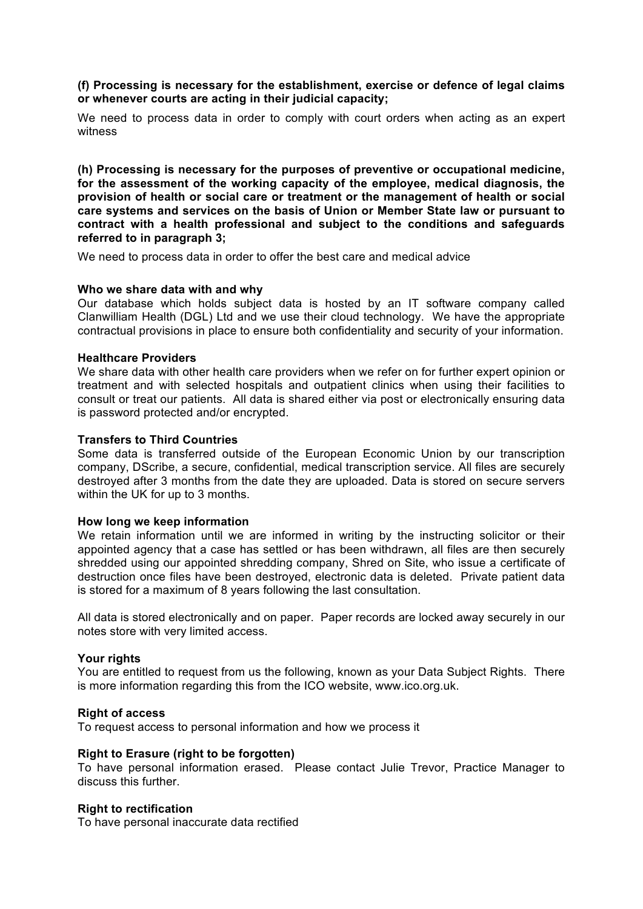**(f) Processing is necessary for the establishment, exercise or defence of legal claims or whenever courts are acting in their judicial capacity;**

We need to process data in order to comply with court orders when acting as an expert witness

**(h) Processing is necessary for the purposes of preventive or occupational medicine, for the assessment of the working capacity of the employee, medical diagnosis, the provision of health or social care or treatment or the management of health or social care systems and services on the basis of Union or Member State law or pursuant to contract with a health professional and subject to the conditions and safeguards referred to in paragraph 3;**

We need to process data in order to offer the best care and medical advice

**Who we share data with and why**

Our database which holds subject data is hosted by an IT software company called Clanwilliam Health (DGL) Ltd and we use their cloud technology. We have the appropriate contractual provisions in place to ensure both confidentiality and security of your information.

**Healthcare Providers**

We share data with other health care providers when we refer on for further expert opinion or treatment and with selected hospitals and outpatient clinics when using their facilities to consult or treat our patients. All data is shared either via post or electronically ensuring data is password protected and/or encrypted.

**Transfers to Third Countries**

Some data is transferred outside of the European Economic Union by our transcription company, DScribe, a secure, confidential, medical transcription service. All files are securely destroyed after 3 months from the date they are uploaded. Data is stored on secure servers within the UK for up to 3 months.

**How long we keep information**

We retain information until we are informed in writing by the instructing solicitor or their appointed agency that a case has settled or has been withdrawn, all files are then securely shredded using our appointed shredding company, Shred on Site, who issue a certificate of destruction once files have been destroyed, electronic data is deleted. Private patient data is stored for a maximum of 8 years following the last consultation.

All data is stored electronically and on paper. Paper records are locked away securely in our notes store with very limited access.

**Your rights**

You are entitled to request from us the following, known as your Data Subject Rights. There is more information regarding this from the ICO website, www.ico.org.uk.

**Right of access**

To request access to personal information and how we process it

**Right to Erasure (right to be forgotten)**

To have personal information erased. Please contact Julie Trevor, Practice Manager to discuss this further.

**Right to rectification**

To have personal inaccurate data rectified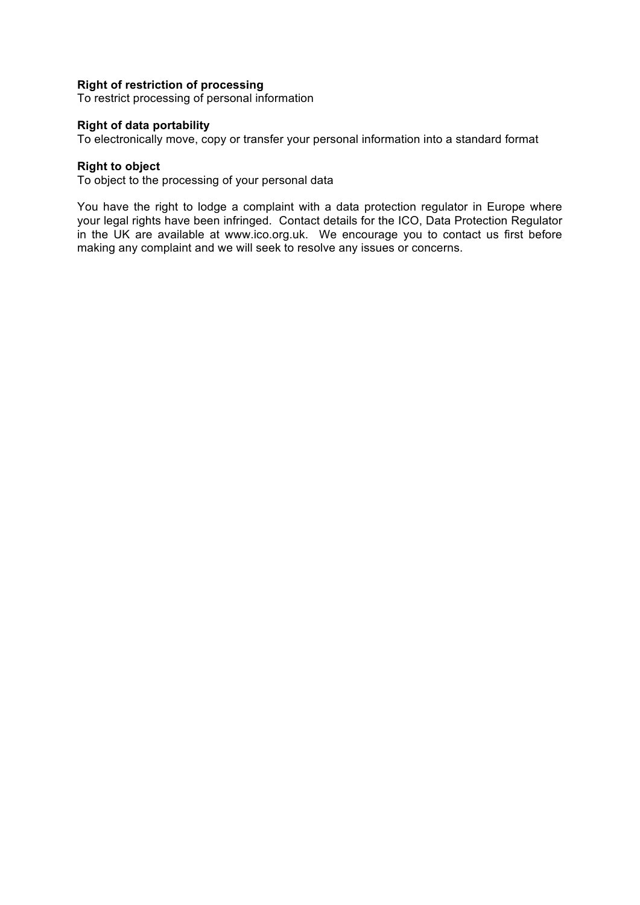**Right of restriction of processing**
To restrict processing of personal information

**Right of data portability**
To electronically move, copy or transfer your personal information into a standard format

**Right to object**
To object to the processing of your personal data

You have the right to lodge a complaint with a data protection regulator in Europe where your legal rights have been infringed. Contact details for the ICO, Data Protection Regulator in the UK are available at www.ico.org.uk. We encourage you to contact us first before making any complaint and we will seek to resolve any issues or concerns.